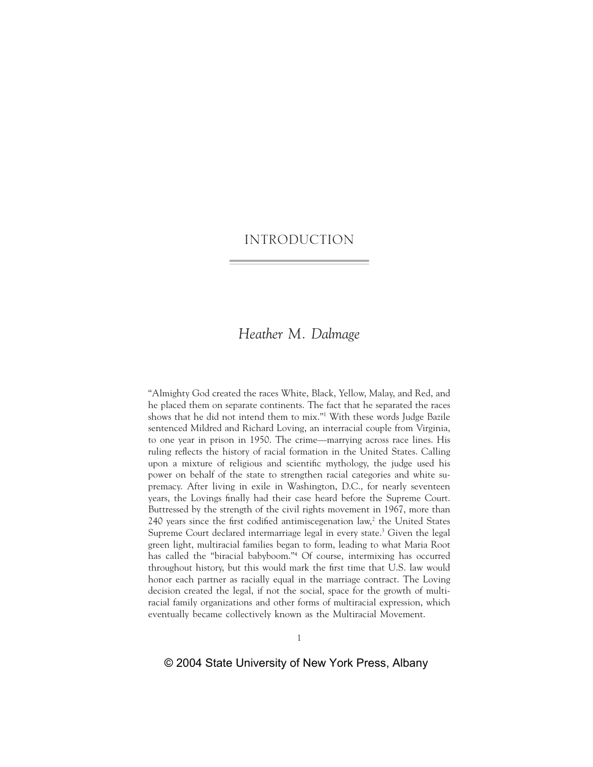# INTRODUCTION

*Heather M. Dalmage*

"Almighty God created the races White, Black, Yellow, Malay, and Red, and he placed them on separate continents. The fact that he separated the races shows that he did not intend them to mix."[1] With these words Judge Bazile sentenced Mildred and Richard Loving, an interracial couple from Virginia, to one year in prison in 1950. The crime—marrying across race lines. His ruling reflects the history of racial formation in the United States. Calling upon a mixture of religious and scientific mythology, the judge used his power on behalf of the state to strengthen racial categories and white supremacy. After living in exile in Washington, D.C., for nearly seventeen years, the Lovings finally had their case heard before the Supreme Court. Buttressed by the strength of the civil rights movement in 1967, more than 240 years since the first codified antimiscegenation law,[2] the United States Supreme Court declared intermarriage legal in every state.[3] Given the legal green light, multiracial families began to form, leading to what Maria Root has called the "biracial babyboom."[4] Of course, intermixing has occurred throughout history, but this would mark the first time that U.S. law would honor each partner as racially equal in the marriage contract. The Loving decision created the legal, if not the social, space for the growth of multiracial family organizations and other forms of multiracial expression, which eventually became collectively known as the Multiracial Movement.

© 2004 State University of New York Press, Albany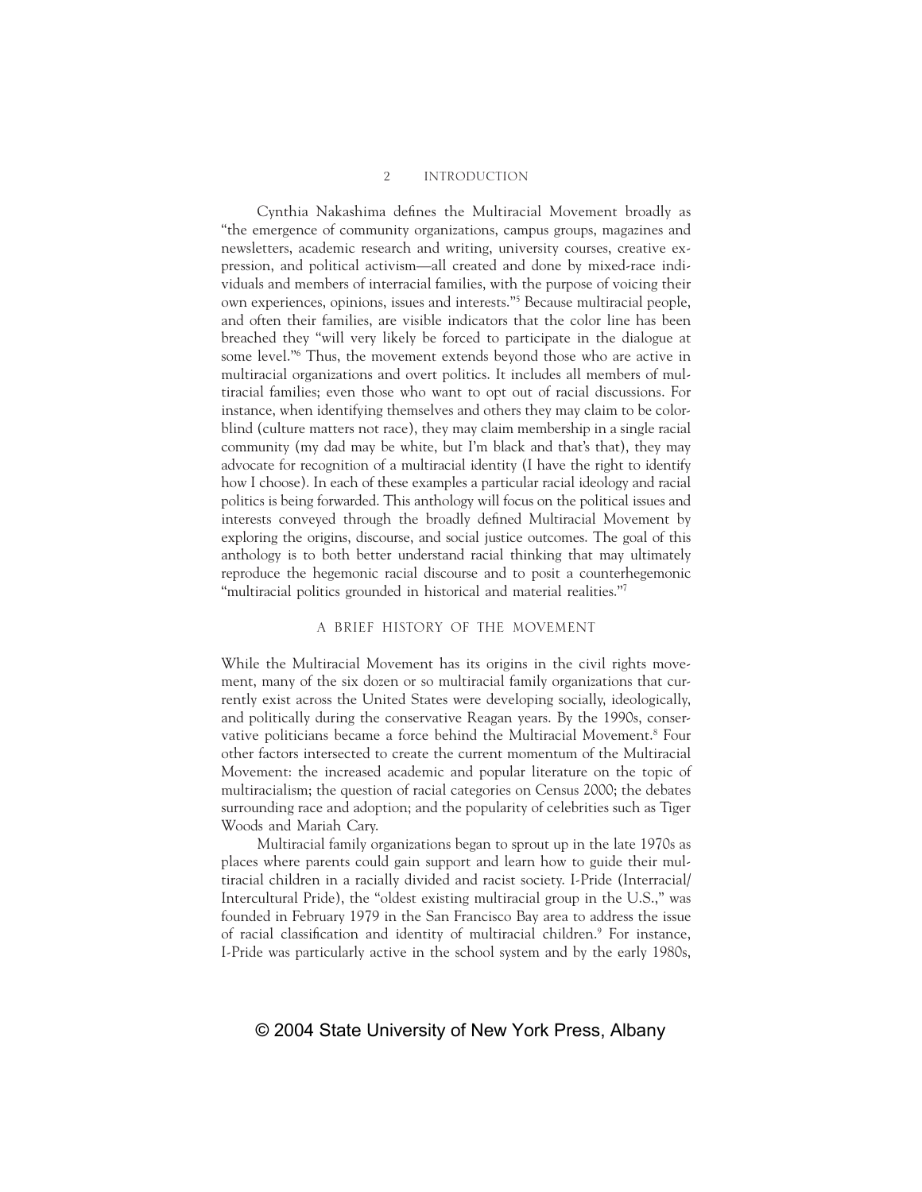Cynthia Nakashima defines the Multiracial Movement broadly as "the emergence of community organizations, campus groups, magazines and newsletters, academic research and writing, university courses, creative expression, and political activism—all created and done by mixed-race individuals and members of interracial families, with the purpose of voicing their own experiences, opinions, issues and interests."[5] Because multiracial people, and often their families, are visible indicators that the color line has been breached they "will very likely be forced to participate in the dialogue at some level."[6] Thus, the movement extends beyond those who are active in multiracial organizations and overt politics. It includes all members of multiracial families; even those who want to opt out of racial discussions. For instance, when identifying themselves and others they may claim to be colorblind (culture matters not race), they may claim membership in a single racial community (my dad may be white, but I'm black and that's that), they may advocate for recognition of a multiracial identity (I have the right to identify how I choose). In each of these examples a particular racial ideology and racial politics is being forwarded. This anthology will focus on the political issues and interests conveyed through the broadly defined Multiracial Movement by exploring the origins, discourse, and social justice outcomes. The goal of this anthology is to both better understand racial thinking that may ultimately reproduce the hegemonic racial discourse and to posit a counterhegemonic "multiracial politics grounded in historical and material realities."[7]

## A BRIEF HISTORY OF THE MOVEMENT

While the Multiracial Movement has its origins in the civil rights movement, many of the six dozen or so multiracial family organizations that currently exist across the United States were developing socially, ideologically, and politically during the conservative Reagan years. By the 1990s, conservative politicians became a force behind the Multiracial Movement.[8] Four other factors intersected to create the current momentum of the Multiracial Movement: the increased academic and popular literature on the topic of multiracialism; the question of racial categories on Census 2000; the debates surrounding race and adoption; and the popularity of celebrities such as Tiger Woods and Mariah Cary.

Multiracial family organizations began to sprout up in the late 1970s as places where parents could gain support and learn how to guide their multiracial children in a racially divided and racist society. I-Pride (Interracial/Intercultural Pride), the "oldest existing multiracial group in the U.S.," was founded in February 1979 in the San Francisco Bay area to address the issue of racial classification and identity of multiracial children.[9] For instance, I-Pride was particularly active in the school system and by the early 1980s,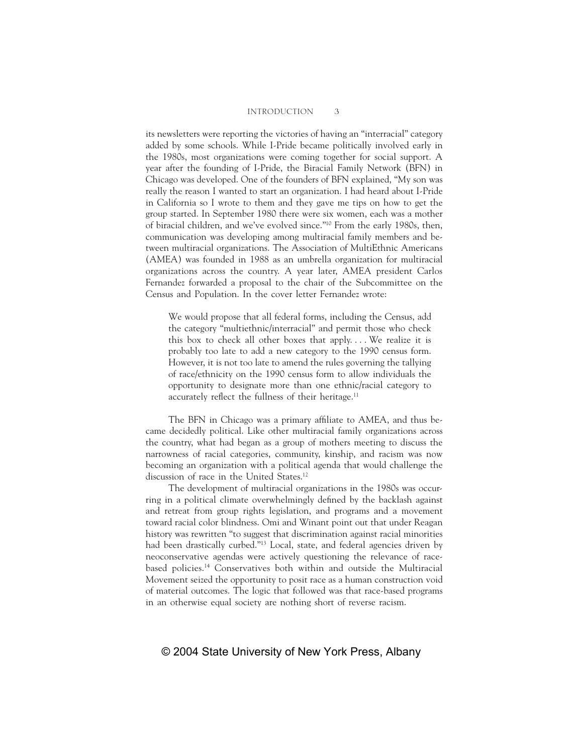its newsletters were reporting the victories of having an "interracial" category added by some schools. While I-Pride became politically involved early in the 1980s, most organizations were coming together for social support. A year after the founding of I-Pride, the Biracial Family Network (BFN) in Chicago was developed. One of the founders of BFN explained, "My son was really the reason I wanted to start an organization. I had heard about I-Pride in California so I wrote to them and they gave me tips on how to get the group started. In September 1980 there were six women, each was a mother of biracial children, and we've evolved since."[10] From the early 1980s, then, communication was developing among multiracial family members and between multiracial organizations. The Association of MultiEthnic Americans (AMEA) was founded in 1988 as an umbrella organization for multiracial organizations across the country. A year later, AMEA president Carlos Fernandez forwarded a proposal to the chair of the Subcommittee on the Census and Population. In the cover letter Fernandez wrote:

> We would propose that all federal forms, including the Census, add the category "multiethnic/interracial" and permit those who check this box to check all other boxes that apply. . . . We realize it is probably too late to add a new category to the 1990 census form. However, it is not too late to amend the rules governing the tallying of race/ethnicity on the 1990 census form to allow individuals the opportunity to designate more than one ethnic/racial category to accurately reflect the fullness of their heritage.[11]

The BFN in Chicago was a primary affiliate to AMEA, and thus became decidedly political. Like other multiracial family organizations across the country, what had began as a group of mothers meeting to discuss the narrowness of racial categories, community, kinship, and racism was now becoming an organization with a political agenda that would challenge the discussion of race in the United States.[12]

The development of multiracial organizations in the 1980s was occurring in a political climate overwhelmingly defined by the backlash against and retreat from group rights legislation, and programs and a movement toward racial color blindness. Omi and Winant point out that under Reagan history was rewritten "to suggest that discrimination against racial minorities had been drastically curbed."[13] Local, state, and federal agencies driven by neoconservative agendas were actively questioning the relevance of race-based policies.[14] Conservatives both within and outside the Multiracial Movement seized the opportunity to posit race as a human construction void of material outcomes. The logic that followed was that race-based programs in an otherwise equal society are nothing short of reverse racism.

© 2004 State University of New York Press, Albany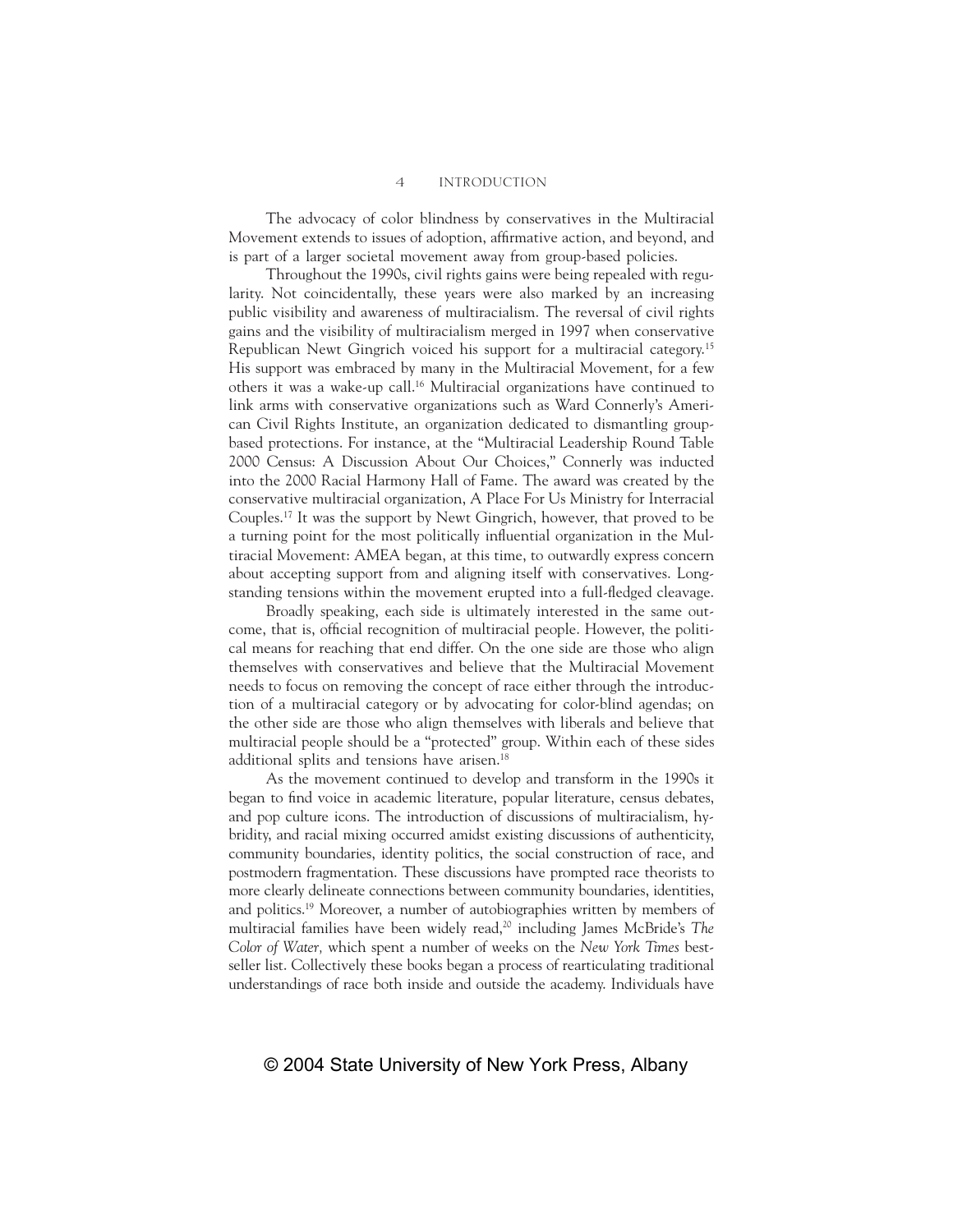The advocacy of color blindness by conservatives in the Multiracial Movement extends to issues of adoption, affirmative action, and beyond, and is part of a larger societal movement away from group-based policies.

Throughout the 1990s, civil rights gains were being repealed with regularity. Not coincidentally, these years were also marked by an increasing public visibility and awareness of multiracialism. The reversal of civil rights gains and the visibility of multiracialism merged in 1997 when conservative Republican Newt Gingrich voiced his support for a multiracial category.[15] His support was embraced by many in the Multiracial Movement, for a few others it was a wake-up call.[16] Multiracial organizations have continued to link arms with conservative organizations such as Ward Connerly's American Civil Rights Institute, an organization dedicated to dismantling group-based protections. For instance, at the "Multiracial Leadership Round Table 2000 Census: A Discussion About Our Choices," Connerly was inducted into the 2000 Racial Harmony Hall of Fame. The award was created by the conservative multiracial organization, A Place For Us Ministry for Interracial Couples.[17] It was the support by Newt Gingrich, however, that proved to be a turning point for the most politically influential organization in the Multiracial Movement: AMEA began, at this time, to outwardly express concern about accepting support from and aligning itself with conservatives. Longstanding tensions within the movement erupted into a full-fledged cleavage.

Broadly speaking, each side is ultimately interested in the same outcome, that is, official recognition of multiracial people. However, the political means for reaching that end differ. On the one side are those who align themselves with conservatives and believe that the Multiracial Movement needs to focus on removing the concept of race either through the introduction of a multiracial category or by advocating for color-blind agendas; on the other side are those who align themselves with liberals and believe that multiracial people should be a "protected" group. Within each of these sides additional splits and tensions have arisen.[18]

As the movement continued to develop and transform in the 1990s it began to find voice in academic literature, popular literature, census debates, and pop culture icons. The introduction of discussions of multiracialism, hybridity, and racial mixing occurred amidst existing discussions of authenticity, community boundaries, identity politics, the social construction of race, and postmodern fragmentation. These discussions have prompted race theorists to more clearly delineate connections between community boundaries, identities, and politics.[19] Moreover, a number of autobiographies written by members of multiracial families have been widely read,[20] including James McBride's *The Color of Water,* which spent a number of weeks on the *New York Times* bestseller list. Collectively these books began a process of rearticulating traditional understandings of race both inside and outside the academy. Individuals have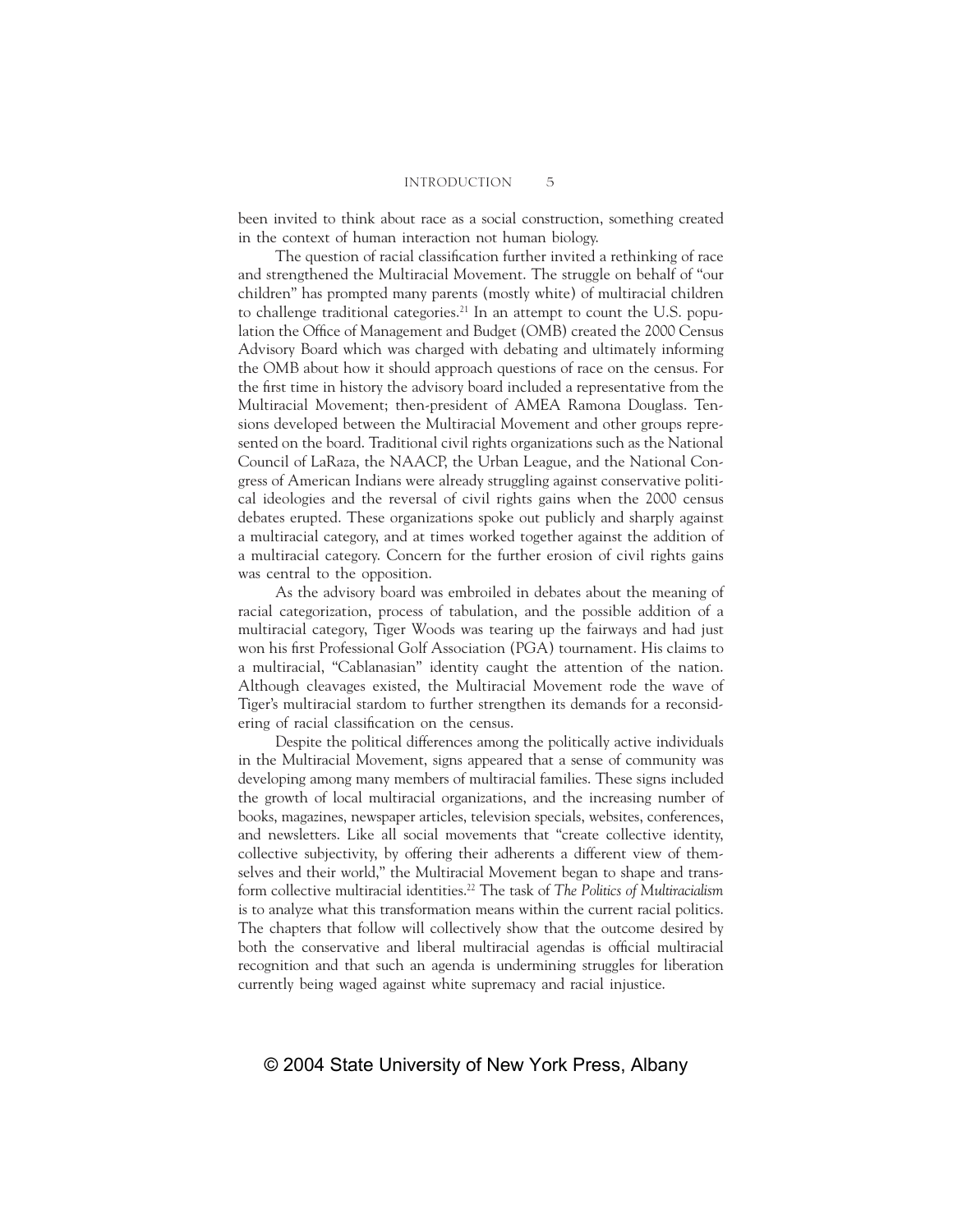been invited to think about race as a social construction, something created in the context of human interaction not human biology.

The question of racial classification further invited a rethinking of race and strengthened the Multiracial Movement. The struggle on behalf of "our children" has prompted many parents (mostly white) of multiracial children to challenge traditional categories.[21] In an attempt to count the U.S. population the Office of Management and Budget (OMB) created the 2000 Census Advisory Board which was charged with debating and ultimately informing the OMB about how it should approach questions of race on the census. For the first time in history the advisory board included a representative from the Multiracial Movement; then-president of AMEA Ramona Douglass. Tensions developed between the Multiracial Movement and other groups represented on the board. Traditional civil rights organizations such as the National Council of LaRaza, the NAACP, the Urban League, and the National Congress of American Indians were already struggling against conservative political ideologies and the reversal of civil rights gains when the 2000 census debates erupted. These organizations spoke out publicly and sharply against a multiracial category, and at times worked together against the addition of a multiracial category. Concern for the further erosion of civil rights gains was central to the opposition.

As the advisory board was embroiled in debates about the meaning of racial categorization, process of tabulation, and the possible addition of a multiracial category, Tiger Woods was tearing up the fairways and had just won his first Professional Golf Association (PGA) tournament. His claims to a multiracial, "Cablanasian" identity caught the attention of the nation. Although cleavages existed, the Multiracial Movement rode the wave of Tiger's multiracial stardom to further strengthen its demands for a reconsidering of racial classification on the census.

Despite the political differences among the politically active individuals in the Multiracial Movement, signs appeared that a sense of community was developing among many members of multiracial families. These signs included the growth of local multiracial organizations, and the increasing number of books, magazines, newspaper articles, television specials, websites, conferences, and newsletters. Like all social movements that "create collective identity, collective subjectivity, by offering their adherents a different view of themselves and their world," the Multiracial Movement began to shape and transform collective multiracial identities.[22] The task of *The Politics of Multiracialism* is to analyze what this transformation means within the current racial politics. The chapters that follow will collectively show that the outcome desired by both the conservative and liberal multiracial agendas is official multiracial recognition and that such an agenda is undermining struggles for liberation currently being waged against white supremacy and racial injustice.

© 2004 State University of New York Press, Albany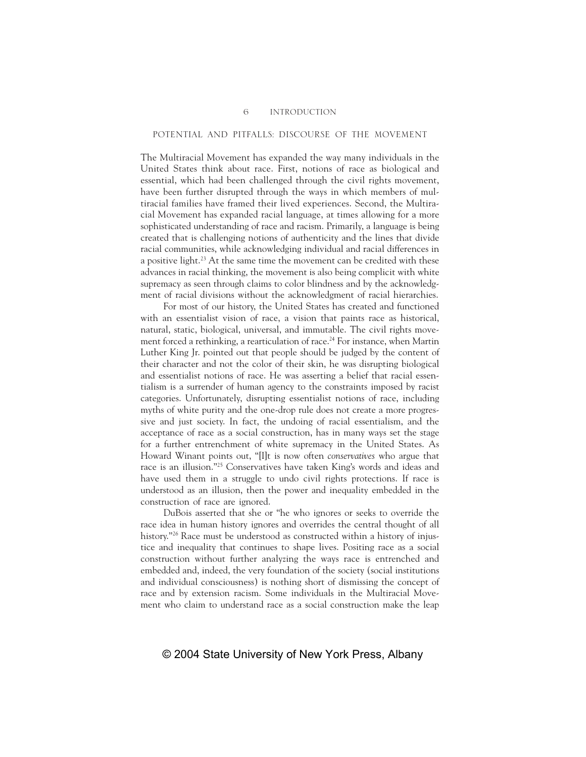## POTENTIAL AND PITFALLS: DISCOURSE OF THE MOVEMENT

The Multiracial Movement has expanded the way many individuals in the United States think about race. First, notions of race as biological and essential, which had been challenged through the civil rights movement, have been further disrupted through the ways in which members of multiracial families have framed their lived experiences. Second, the Multiracial Movement has expanded racial language, at times allowing for a more sophisticated understanding of race and racism. Primarily, a language is being created that is challenging notions of authenticity and the lines that divide racial communities, while acknowledging individual and racial differences in a positive light.[23] At the same time the movement can be credited with these advances in racial thinking, the movement is also being complicit with white supremacy as seen through claims to color blindness and by the acknowledgment of racial divisions without the acknowledgment of racial hierarchies.

For most of our history, the United States has created and functioned with an essentialist vision of race, a vision that paints race as historical, natural, static, biological, universal, and immutable. The civil rights movement forced a rethinking, a rearticulation of race.[24] For instance, when Martin Luther King Jr. pointed out that people should be judged by the content of their character and not the color of their skin, he was disrupting biological and essentialist notions of race. He was asserting a belief that racial essentialism is a surrender of human agency to the constraints imposed by racist categories. Unfortunately, disrupting essentialist notions of race, including myths of white purity and the one-drop rule does not create a more progressive and just society. In fact, the undoing of racial essentialism, and the acceptance of race as a social construction, has in many ways set the stage for a further entrenchment of white supremacy in the United States. As Howard Winant points out, "[I]t is now often *conservatives* who argue that race is an illusion."[25] Conservatives have taken King's words and ideas and have used them in a struggle to undo civil rights protections. If race is understood as an illusion, then the power and inequality embedded in the construction of race are ignored.

DuBois asserted that she or "he who ignores or seeks to override the race idea in human history ignores and overrides the central thought of all history."[26] Race must be understood as constructed within a history of injustice and inequality that continues to shape lives. Positing race as a social construction without further analyzing the ways race is entrenched and embedded and, indeed, the very foundation of the society (social institutions and individual consciousness) is nothing short of dismissing the concept of race and by extension racism. Some individuals in the Multiracial Movement who claim to understand race as a social construction make the leap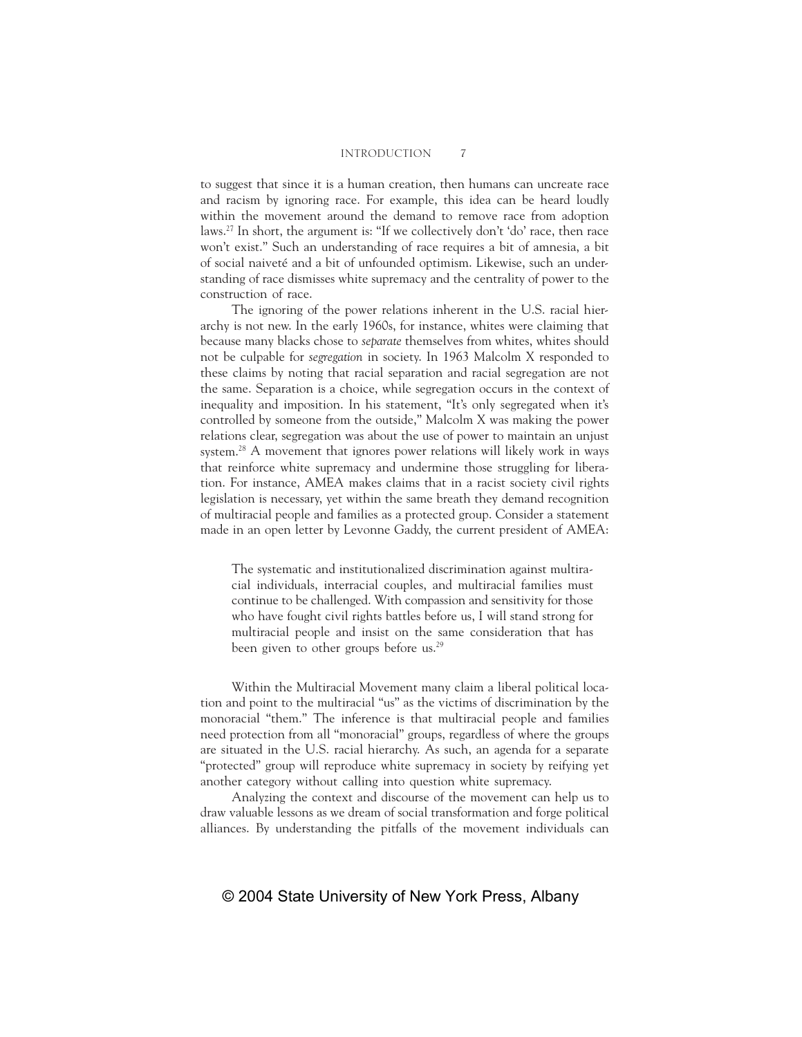to suggest that since it is a human creation, then humans can uncreate race and racism by ignoring race. For example, this idea can be heard loudly within the movement around the demand to remove race from adoption laws.[27] In short, the argument is: "If we collectively don't 'do' race, then race won't exist." Such an understanding of race requires a bit of amnesia, a bit of social naiveté and a bit of unfounded optimism. Likewise, such an understanding of race dismisses white supremacy and the centrality of power to the construction of race.

The ignoring of the power relations inherent in the U.S. racial hierarchy is not new. In the early 1960s, for instance, whites were claiming that because many blacks chose to *separate* themselves from whites, whites should not be culpable for *segregation* in society. In 1963 Malcolm X responded to these claims by noting that racial separation and racial segregation are not the same. Separation is a choice, while segregation occurs in the context of inequality and imposition. In his statement, "It's only segregated when it's controlled by someone from the outside," Malcolm X was making the power relations clear, segregation was about the use of power to maintain an unjust system.[28] A movement that ignores power relations will likely work in ways that reinforce white supremacy and undermine those struggling for liberation. For instance, AMEA makes claims that in a racist society civil rights legislation is necessary, yet within the same breath they demand recognition of multiracial people and families as a protected group. Consider a statement made in an open letter by Levonne Gaddy, the current president of AMEA:

> The systematic and institutionalized discrimination against multiracial individuals, interracial couples, and multiracial families must continue to be challenged. With compassion and sensitivity for those who have fought civil rights battles before us, I will stand strong for multiracial people and insist on the same consideration that has been given to other groups before us.[29]

Within the Multiracial Movement many claim a liberal political location and point to the multiracial "us" as the victims of discrimination by the monoracial "them." The inference is that multiracial people and families need protection from all "monoracial" groups, regardless of where the groups are situated in the U.S. racial hierarchy. As such, an agenda for a separate "protected" group will reproduce white supremacy in society by reifying yet another category without calling into question white supremacy.

Analyzing the context and discourse of the movement can help us to draw valuable lessons as we dream of social transformation and forge political alliances. By understanding the pitfalls of the movement individuals can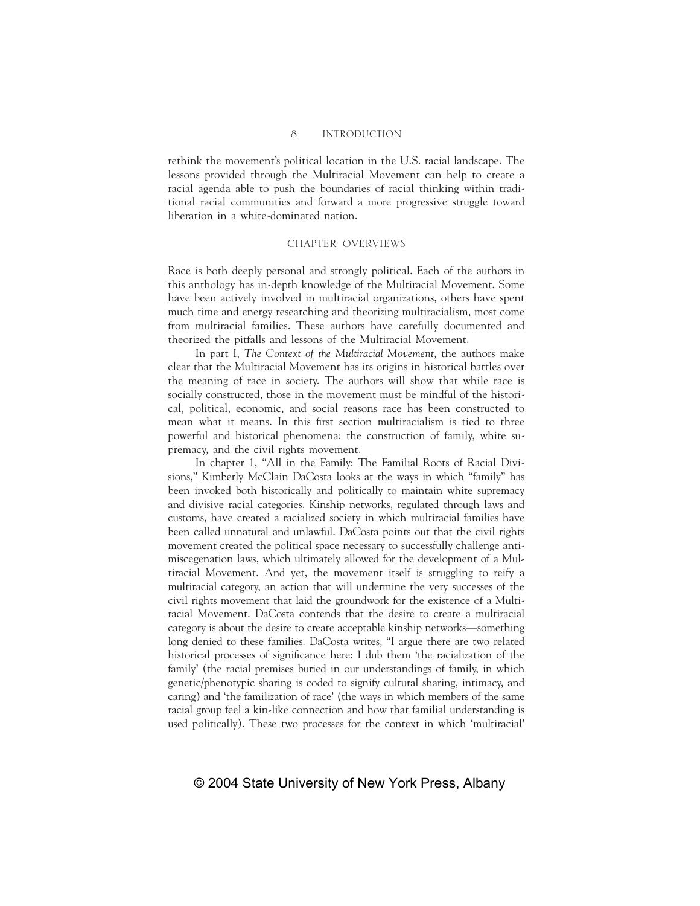rethink the movement's political location in the U.S. racial landscape. The lessons provided through the Multiracial Movement can help to create a racial agenda able to push the boundaries of racial thinking within traditional racial communities and forward a more progressive struggle toward liberation in a white-dominated nation.

## CHAPTER OVERVIEWS

Race is both deeply personal and strongly political. Each of the authors in this anthology has in-depth knowledge of the Multiracial Movement. Some have been actively involved in multiracial organizations, others have spent much time and energy researching and theorizing multiracialism, most come from multiracial families. These authors have carefully documented and theorized the pitfalls and lessons of the Multiracial Movement.

In part I, *The Context of the Multiracial Movement*, the authors make clear that the Multiracial Movement has its origins in historical battles over the meaning of race in society. The authors will show that while race is socially constructed, those in the movement must be mindful of the historical, political, economic, and social reasons race has been constructed to mean what it means. In this first section multiracialism is tied to three powerful and historical phenomena: the construction of family, white supremacy, and the civil rights movement.

In chapter 1, "All in the Family: The Familial Roots of Racial Divisions," Kimberly McClain DaCosta looks at the ways in which "family" has been invoked both historically and politically to maintain white supremacy and divisive racial categories. Kinship networks, regulated through laws and customs, have created a racialized society in which multiracial families have been called unnatural and unlawful. DaCosta points out that the civil rights movement created the political space necessary to successfully challenge antimiscegenation laws, which ultimately allowed for the development of a Multiracial Movement. And yet, the movement itself is struggling to reify a multiracial category, an action that will undermine the very successes of the civil rights movement that laid the groundwork for the existence of a Multiracial Movement. DaCosta contends that the desire to create a multiracial category is about the desire to create acceptable kinship networks—something long denied to these families. DaCosta writes, "I argue there are two related historical processes of significance here: I dub them 'the racialization of the family' (the racial premises buried in our understandings of family, in which genetic/phenotypic sharing is coded to signify cultural sharing, intimacy, and caring) and 'the familization of race' (the ways in which members of the same racial group feel a kin-like connection and how that familial understanding is used politically). These two processes for the context in which 'multiracial'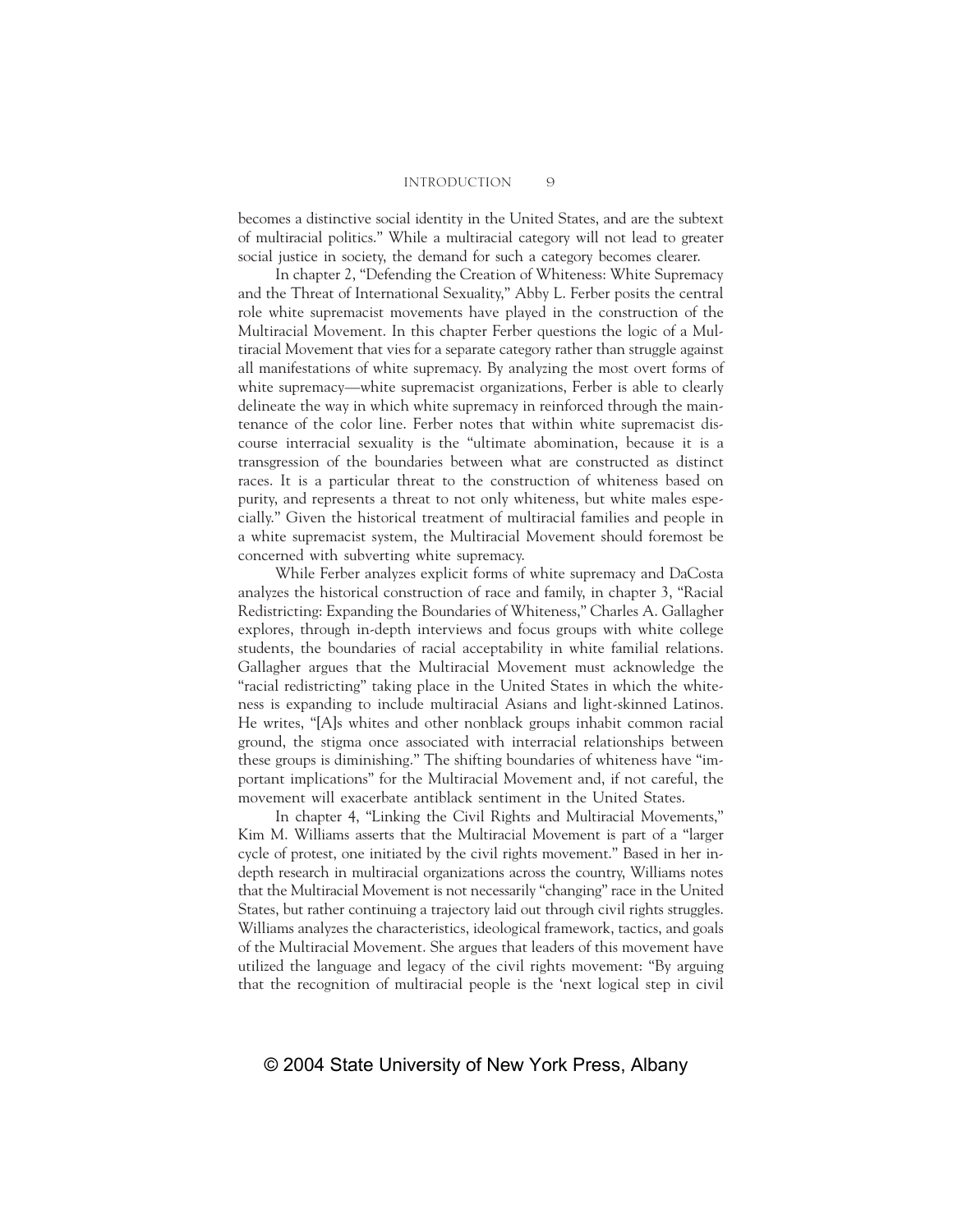becomes a distinctive social identity in the United States, and are the subtext of multiracial politics." While a multiracial category will not lead to greater social justice in society, the demand for such a category becomes clearer.

In chapter 2, "Defending the Creation of Whiteness: White Supremacy and the Threat of International Sexuality," Abby L. Ferber posits the central role white supremacist movements have played in the construction of the Multiracial Movement. In this chapter Ferber questions the logic of a Multiracial Movement that vies for a separate category rather than struggle against all manifestations of white supremacy. By analyzing the most overt forms of white supremacy—white supremacist organizations, Ferber is able to clearly delineate the way in which white supremacy in reinforced through the maintenance of the color line. Ferber notes that within white supremacist discourse interracial sexuality is the "ultimate abomination, because it is a transgression of the boundaries between what are constructed as distinct races. It is a particular threat to the construction of whiteness based on purity, and represents a threat to not only whiteness, but white males especially." Given the historical treatment of multiracial families and people in a white supremacist system, the Multiracial Movement should foremost be concerned with subverting white supremacy.

While Ferber analyzes explicit forms of white supremacy and DaCosta analyzes the historical construction of race and family, in chapter 3, "Racial Redistricting: Expanding the Boundaries of Whiteness," Charles A. Gallagher explores, through in-depth interviews and focus groups with white college students, the boundaries of racial acceptability in white familial relations. Gallagher argues that the Multiracial Movement must acknowledge the "racial redistricting" taking place in the United States in which the whiteness is expanding to include multiracial Asians and light-skinned Latinos. He writes, "[A]s whites and other nonblack groups inhabit common racial ground, the stigma once associated with interracial relationships between these groups is diminishing." The shifting boundaries of whiteness have "important implications" for the Multiracial Movement and, if not careful, the movement will exacerbate antiblack sentiment in the United States.

In chapter 4, "Linking the Civil Rights and Multiracial Movements," Kim M. Williams asserts that the Multiracial Movement is part of a "larger cycle of protest, one initiated by the civil rights movement." Based in her in-depth research in multiracial organizations across the country, Williams notes that the Multiracial Movement is not necessarily "changing" race in the United States, but rather continuing a trajectory laid out through civil rights struggles. Williams analyzes the characteristics, ideological framework, tactics, and goals of the Multiracial Movement. She argues that leaders of this movement have utilized the language and legacy of the civil rights movement: "By arguing that the recognition of multiracial people is the 'next logical step in civil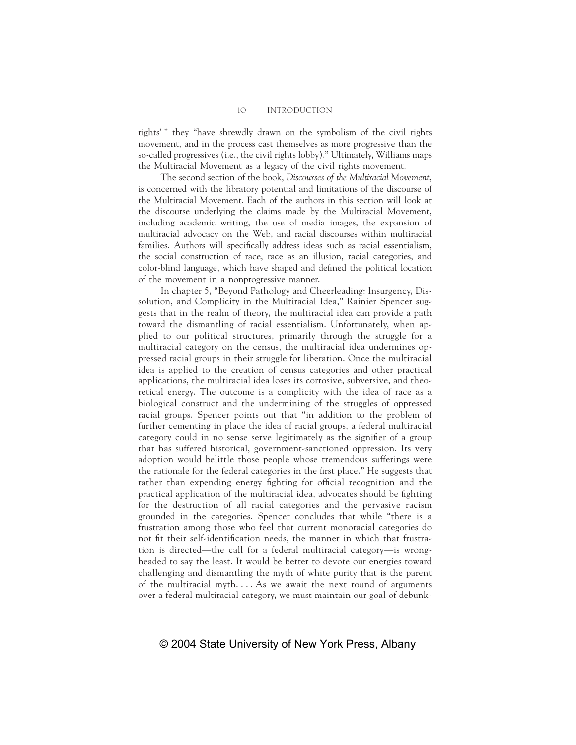rights' " they "have shrewdly drawn on the symbolism of the civil rights movement, and in the process cast themselves as more progressive than the so-called progressives (i.e., the civil rights lobby)." Ultimately, Williams maps the Multiracial Movement as a legacy of the civil rights movement.

The second section of the book, *Discourses of the Multiracial Movement*, is concerned with the libratory potential and limitations of the discourse of the Multiracial Movement. Each of the authors in this section will look at the discourse underlying the claims made by the Multiracial Movement, including academic writing, the use of media images, the expansion of multiracial advocacy on the Web, and racial discourses within multiracial families. Authors will specifically address ideas such as racial essentialism, the social construction of race, race as an illusion, racial categories, and color-blind language, which have shaped and defined the political location of the movement in a nonprogressive manner.

In chapter 5, "Beyond Pathology and Cheerleading: Insurgency, Dissolution, and Complicity in the Multiracial Idea," Rainier Spencer suggests that in the realm of theory, the multiracial idea can provide a path toward the dismantling of racial essentialism. Unfortunately, when applied to our political structures, primarily through the struggle for a multiracial category on the census, the multiracial idea undermines oppressed racial groups in their struggle for liberation. Once the multiracial idea is applied to the creation of census categories and other practical applications, the multiracial idea loses its corrosive, subversive, and theoretical energy. The outcome is a complicity with the idea of race as a biological construct and the undermining of the struggles of oppressed racial groups. Spencer points out that "in addition to the problem of further cementing in place the idea of racial groups, a federal multiracial category could in no sense serve legitimately as the signifier of a group that has suffered historical, government-sanctioned oppression. Its very adoption would belittle those people whose tremendous sufferings were the rationale for the federal categories in the first place." He suggests that rather than expending energy fighting for official recognition and the practical application of the multiracial idea, advocates should be fighting for the destruction of all racial categories and the pervasive racism grounded in the categories. Spencer concludes that while "there is a frustration among those who feel that current monoracial categories do not fit their self-identification needs, the manner in which that frustration is directed—the call for a federal multiracial category—is wrong-headed to say the least. It would be better to devote our energies toward challenging and dismantling the myth of white purity that is the parent of the multiracial myth. . . . As we await the next round of arguments over a federal multiracial category, we must maintain our goal of debunk-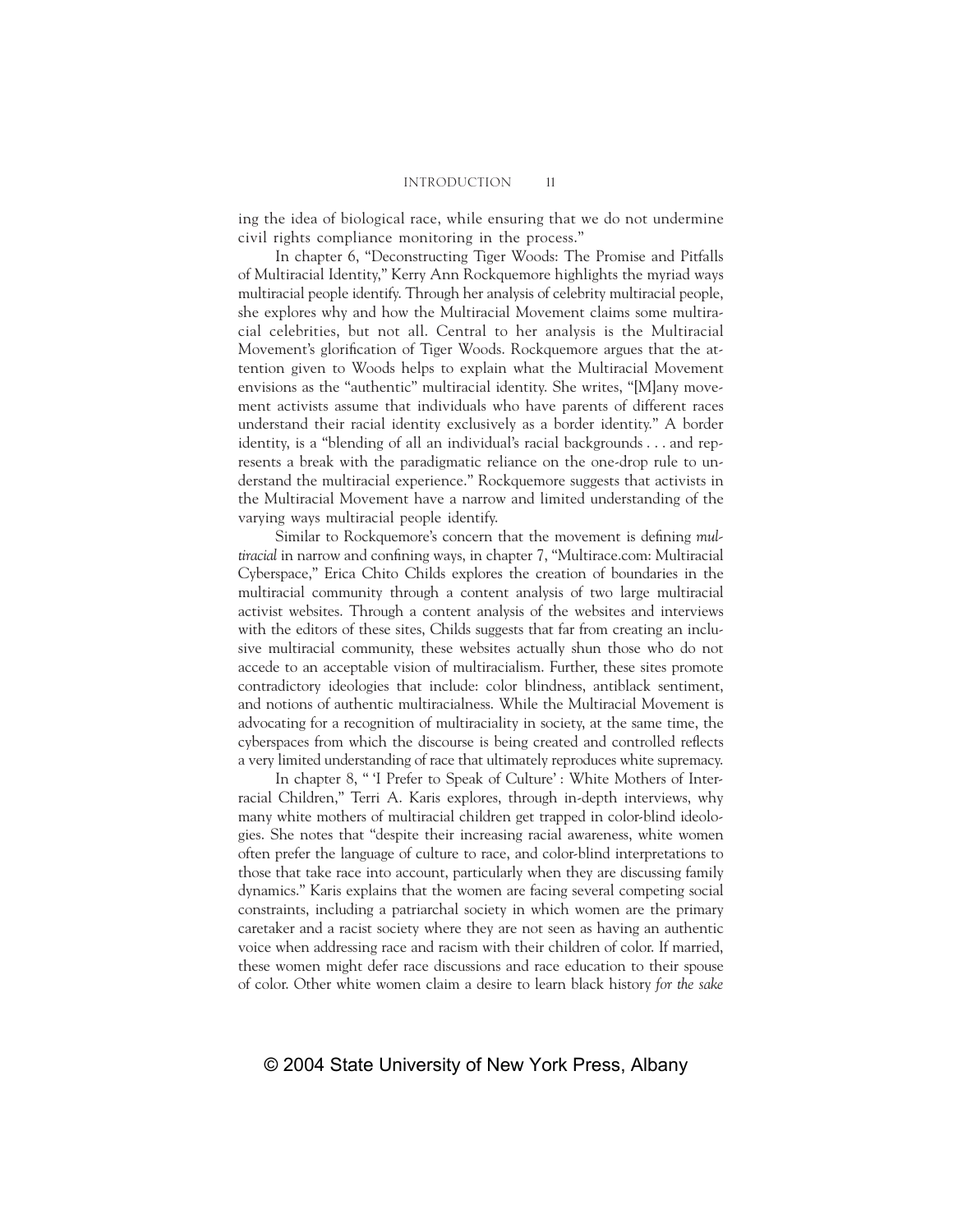ing the idea of biological race, while ensuring that we do not undermine civil rights compliance monitoring in the process."

In chapter 6, "Deconstructing Tiger Woods: The Promise and Pitfalls of Multiracial Identity," Kerry Ann Rockquemore highlights the myriad ways multiracial people identify. Through her analysis of celebrity multiracial people, she explores why and how the Multiracial Movement claims some multiracial celebrities, but not all. Central to her analysis is the Multiracial Movement's glorification of Tiger Woods. Rockquemore argues that the attention given to Woods helps to explain what the Multiracial Movement envisions as the "authentic" multiracial identity. She writes, "[M]any movement activists assume that individuals who have parents of different races understand their racial identity exclusively as a border identity." A border identity, is a "blending of all an individual's racial backgrounds . . . and represents a break with the paradigmatic reliance on the one-drop rule to understand the multiracial experience." Rockquemore suggests that activists in the Multiracial Movement have a narrow and limited understanding of the varying ways multiracial people identify.

Similar to Rockquemore's concern that the movement is defining *multiracial* in narrow and confining ways, in chapter 7, "Multirace.com: Multiracial Cyberspace," Erica Chito Childs explores the creation of boundaries in the multiracial community through a content analysis of two large multiracial activist websites. Through a content analysis of the websites and interviews with the editors of these sites, Childs suggests that far from creating an inclusive multiracial community, these websites actually shun those who do not accede to an acceptable vision of multiracialism. Further, these sites promote contradictory ideologies that include: color blindness, antiblack sentiment, and notions of authentic multiracialness. While the Multiracial Movement is advocating for a recognition of multiraciality in society, at the same time, the cyberspaces from which the discourse is being created and controlled reflects a very limited understanding of race that ultimately reproduces white supremacy.

In chapter 8, " 'I Prefer to Speak of Culture' : White Mothers of Interracial Children," Terri A. Karis explores, through in-depth interviews, why many white mothers of multiracial children get trapped in color-blind ideologies. She notes that "despite their increasing racial awareness, white women often prefer the language of culture to race, and color-blind interpretations to those that take race into account, particularly when they are discussing family dynamics." Karis explains that the women are facing several competing social constraints, including a patriarchal society in which women are the primary caretaker and a racist society where they are not seen as having an authentic voice when addressing race and racism with their children of color. If married, these women might defer race discussions and race education to their spouse of color. Other white women claim a desire to learn black history *for the sake*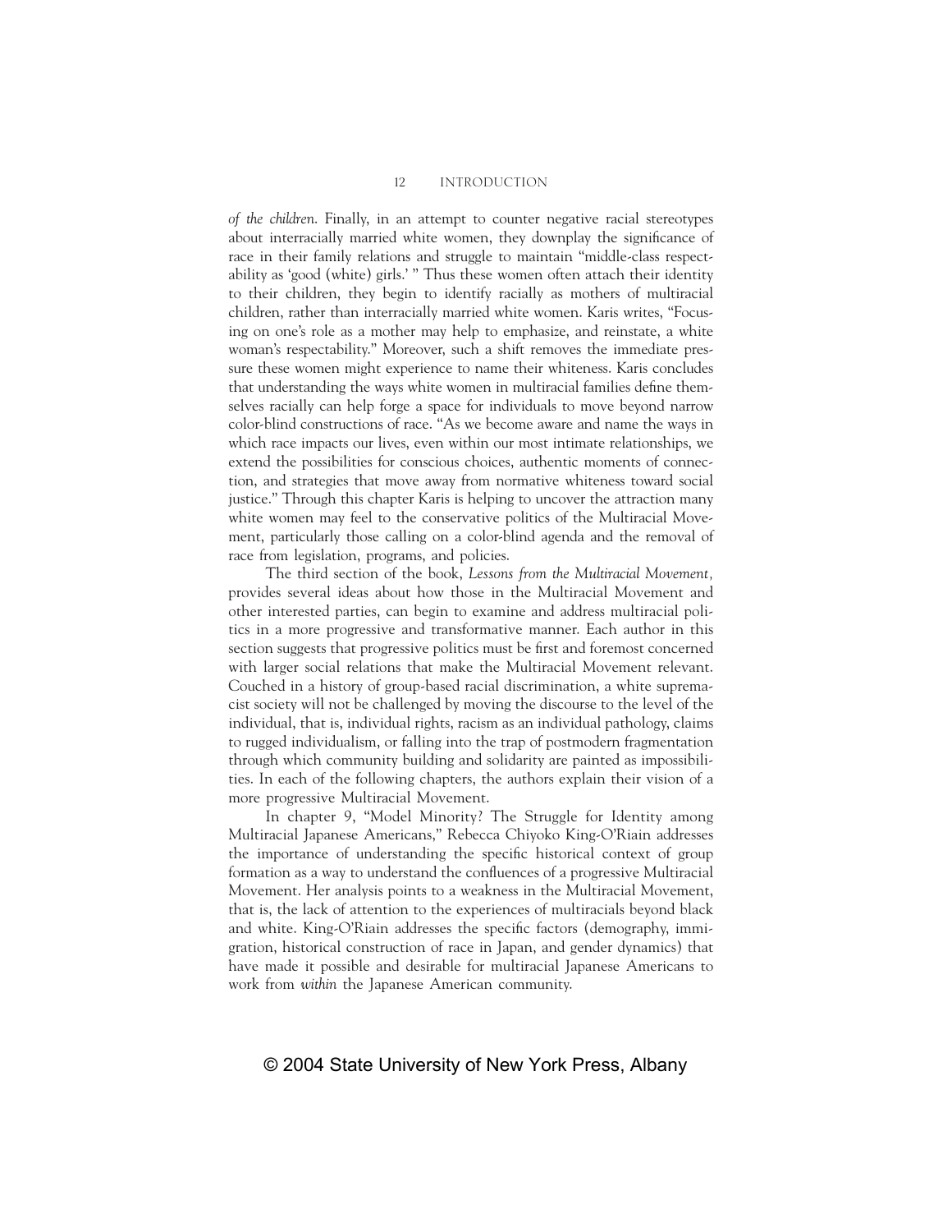*of the children*. Finally, in an attempt to counter negative racial stereotypes about interracially married white women, they downplay the significance of race in their family relations and struggle to maintain "middle-class respectability as 'good (white) girls.' " Thus these women often attach their identity to their children, they begin to identify racially as mothers of multiracial children, rather than interracially married white women. Karis writes, "Focusing on one's role as a mother may help to emphasize, and reinstate, a white woman's respectability." Moreover, such a shift removes the immediate pressure these women might experience to name their whiteness. Karis concludes that understanding the ways white women in multiracial families define themselves racially can help forge a space for individuals to move beyond narrow color-blind constructions of race. "As we become aware and name the ways in which race impacts our lives, even within our most intimate relationships, we extend the possibilities for conscious choices, authentic moments of connection, and strategies that move away from normative whiteness toward social justice." Through this chapter Karis is helping to uncover the attraction many white women may feel to the conservative politics of the Multiracial Movement, particularly those calling on a color-blind agenda and the removal of race from legislation, programs, and policies.

The third section of the book, *Lessons from the Multiracial Movement,* provides several ideas about how those in the Multiracial Movement and other interested parties, can begin to examine and address multiracial politics in a more progressive and transformative manner. Each author in this section suggests that progressive politics must be first and foremost concerned with larger social relations that make the Multiracial Movement relevant. Couched in a history of group-based racial discrimination, a white supremacist society will not be challenged by moving the discourse to the level of the individual, that is, individual rights, racism as an individual pathology, claims to rugged individualism, or falling into the trap of postmodern fragmentation through which community building and solidarity are painted as impossibilities. In each of the following chapters, the authors explain their vision of a more progressive Multiracial Movement.

In chapter 9, "Model Minority? The Struggle for Identity among Multiracial Japanese Americans," Rebecca Chiyoko King-O'Riain addresses the importance of understanding the specific historical context of group formation as a way to understand the confluences of a progressive Multiracial Movement. Her analysis points to a weakness in the Multiracial Movement, that is, the lack of attention to the experiences of multiracials beyond black and white. King-O'Riain addresses the specific factors (demography, immigration, historical construction of race in Japan, and gender dynamics) that have made it possible and desirable for multiracial Japanese Americans to work from *within* the Japanese American community.

© 2004 State University of New York Press, Albany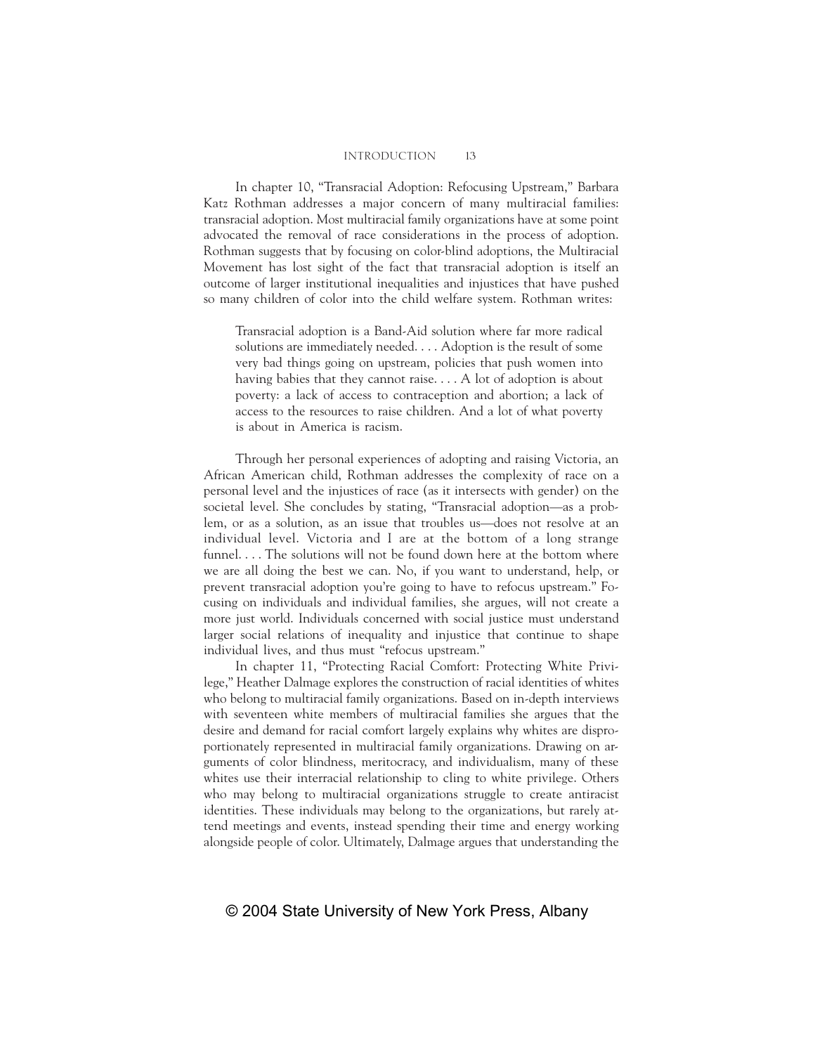In chapter 10, "Transracial Adoption: Refocusing Upstream," Barbara Katz Rothman addresses a major concern of many multiracial families: transracial adoption. Most multiracial family organizations have at some point advocated the removal of race considerations in the process of adoption. Rothman suggests that by focusing on color-blind adoptions, the Multiracial Movement has lost sight of the fact that transracial adoption is itself an outcome of larger institutional inequalities and injustices that have pushed so many children of color into the child welfare system. Rothman writes:

> Transracial adoption is a Band-Aid solution where far more radical solutions are immediately needed. . . . Adoption is the result of some very bad things going on upstream, policies that push women into having babies that they cannot raise. . . . A lot of adoption is about poverty: a lack of access to contraception and abortion; a lack of access to the resources to raise children. And a lot of what poverty is about in America is racism.

Through her personal experiences of adopting and raising Victoria, an African American child, Rothman addresses the complexity of race on a personal level and the injustices of race (as it intersects with gender) on the societal level. She concludes by stating, "Transracial adoption—as a problem, or as a solution, as an issue that troubles us—does not resolve at an individual level. Victoria and I are at the bottom of a long strange funnel. . . . The solutions will not be found down here at the bottom where we are all doing the best we can. No, if you want to understand, help, or prevent transracial adoption you're going to have to refocus upstream." Focusing on individuals and individual families, she argues, will not create a more just world. Individuals concerned with social justice must understand larger social relations of inequality and injustice that continue to shape individual lives, and thus must "refocus upstream."

In chapter 11, "Protecting Racial Comfort: Protecting White Privilege," Heather Dalmage explores the construction of racial identities of whites who belong to multiracial family organizations. Based on in-depth interviews with seventeen white members of multiracial families she argues that the desire and demand for racial comfort largely explains why whites are disproportionately represented in multiracial family organizations. Drawing on arguments of color blindness, meritocracy, and individualism, many of these whites use their interracial relationship to cling to white privilege. Others who may belong to multiracial organizations struggle to create antiracist identities. These individuals may belong to the organizations, but rarely attend meetings and events, instead spending their time and energy working alongside people of color. Ultimately, Dalmage argues that understanding the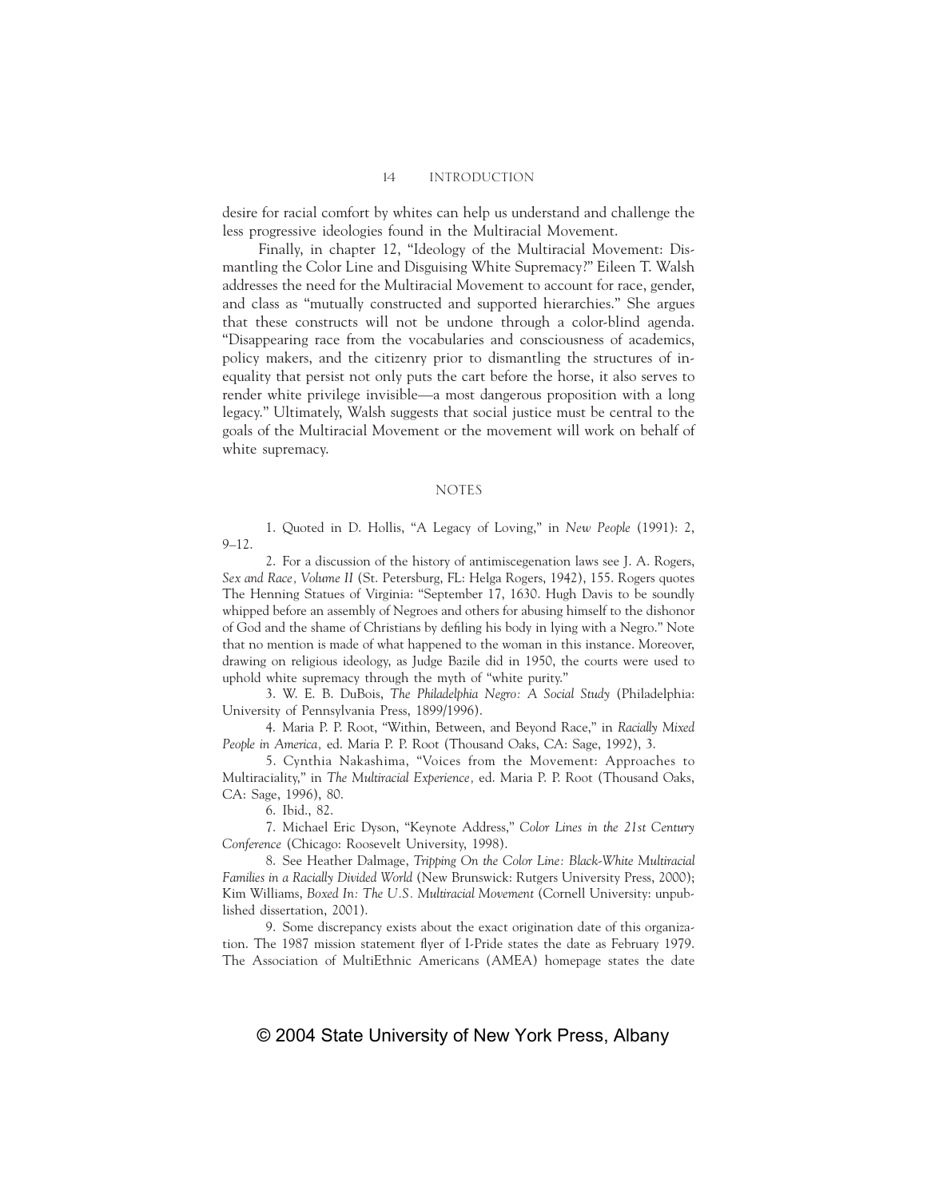desire for racial comfort by whites can help us understand and challenge the less progressive ideologies found in the Multiracial Movement.

Finally, in chapter 12, "Ideology of the Multiracial Movement: Dismantling the Color Line and Disguising White Supremacy?" Eileen T. Walsh addresses the need for the Multiracial Movement to account for race, gender, and class as "mutually constructed and supported hierarchies." She argues that these constructs will not be undone through a color-blind agenda. "Disappearing race from the vocabularies and consciousness of academics, policy makers, and the citizenry prior to dismantling the structures of inequality that persist not only puts the cart before the horse, it also serves to render white privilege invisible—a most dangerous proposition with a long legacy." Ultimately, Walsh suggests that social justice must be central to the goals of the Multiracial Movement or the movement will work on behalf of white supremacy.

## NOTES

1. Quoted in D. Hollis, "A Legacy of Loving," in *New People* (1991): 2, 9–12.

2. For a discussion of the history of antimiscegenation laws see J. A. Rogers, *Sex and Race, Volume II* (St. Petersburg, FL: Helga Rogers, 1942), 155. Rogers quotes The Henning Statues of Virginia: "September 17, 1630. Hugh Davis to be soundly whipped before an assembly of Negroes and others for abusing himself to the dishonor of God and the shame of Christians by defiling his body in lying with a Negro." Note that no mention is made of what happened to the woman in this instance. Moreover, drawing on religious ideology, as Judge Bazile did in 1950, the courts were used to uphold white supremacy through the myth of "white purity."

3. W. E. B. DuBois, *The Philadelphia Negro: A Social Study* (Philadelphia: University of Pennsylvania Press, 1899/1996).

4. Maria P. P. Root, "Within, Between, and Beyond Race," in *Racially Mixed People in America,* ed. Maria P. P. Root (Thousand Oaks, CA: Sage, 1992), 3.

5. Cynthia Nakashima, "Voices from the Movement: Approaches to Multiraciality," in *The Multiracial Experience,* ed. Maria P. P. Root (Thousand Oaks, CA: Sage, 1996), 80.

6. Ibid., 82.

7. Michael Eric Dyson, "Keynote Address," *Color Lines in the 21st Century Conference* (Chicago: Roosevelt University, 1998).

8. See Heather Dalmage, *Tripping On the Color Line: Black-White Multiracial Families in a Racially Divided World* (New Brunswick: Rutgers University Press, 2000); Kim Williams, *Boxed In: The U.S. Multiracial Movement* (Cornell University: unpublished dissertation, 2001).

9. Some discrepancy exists about the exact origination date of this organization. The 1987 mission statement flyer of I-Pride states the date as February 1979. The Association of MultiEthnic Americans (AMEA) homepage states the date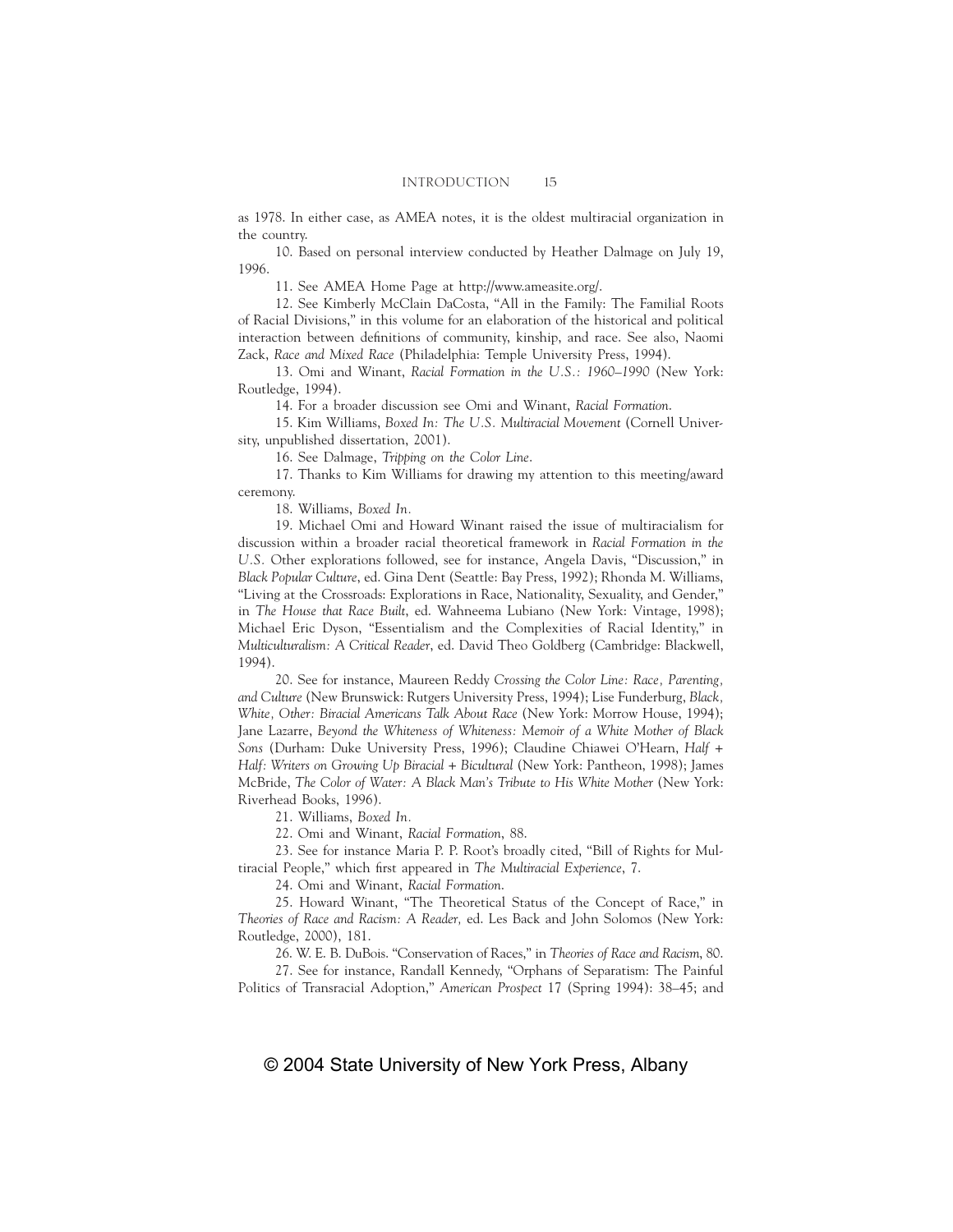as 1978. In either case, as AMEA notes, it is the oldest multiracial organization in the country.

10. Based on personal interview conducted by Heather Dalmage on July 19, 1996.

11. See AMEA Home Page at http://www.ameasite.org/.

12. See Kimberly McClain DaCosta, "All in the Family: The Familial Roots of Racial Divisions," in this volume for an elaboration of the historical and political interaction between definitions of community, kinship, and race. See also, Naomi Zack, *Race and Mixed Race* (Philadelphia: Temple University Press, 1994).

13. Omi and Winant, *Racial Formation in the U.S.: 1960–1990* (New York: Routledge, 1994).

14. For a broader discussion see Omi and Winant, *Racial Formation*.

15. Kim Williams, *Boxed In: The U.S. Multiracial Movement* (Cornell University, unpublished dissertation, 2001).

16. See Dalmage, *Tripping on the Color Line*.

17. Thanks to Kim Williams for drawing my attention to this meeting/award ceremony.

18. Williams, *Boxed In*.

19. Michael Omi and Howard Winant raised the issue of multiracialism for discussion within a broader racial theoretical framework in *Racial Formation in the U.S.* Other explorations followed, see for instance, Angela Davis, "Discussion," in *Black Popular Culture*, ed. Gina Dent (Seattle: Bay Press, 1992); Rhonda M. Williams, "Living at the Crossroads: Explorations in Race, Nationality, Sexuality, and Gender," in *The House that Race Built*, ed. Wahneema Lubiano (New York: Vintage, 1998); Michael Eric Dyson, "Essentialism and the Complexities of Racial Identity," in *Multiculturalism: A Critical Reader*, ed. David Theo Goldberg (Cambridge: Blackwell, 1994).

20. See for instance, Maureen Reddy *Crossing the Color Line: Race, Parenting, and Culture* (New Brunswick: Rutgers University Press, 1994); Lise Funderburg, *Black, White, Other: Biracial Americans Talk About Race* (New York: Morrow House, 1994); Jane Lazarre, *Beyond the Whiteness of Whiteness: Memoir of a White Mother of Black Sons* (Durham: Duke University Press, 1996); Claudine Chiawei O'Hearn, *Half + Half: Writers on Growing Up Biracial + Bicultural* (New York: Pantheon, 1998); James McBride, *The Color of Water: A Black Man's Tribute to His White Mother* (New York: Riverhead Books, 1996).

21. Williams, *Boxed In*.

22. Omi and Winant, *Racial Formation*, 88.

23. See for instance Maria P. P. Root's broadly cited, "Bill of Rights for Multiracial People," which first appeared in *The Multiracial Experience*, 7.

24. Omi and Winant, *Racial Formation*.

25. Howard Winant, "The Theoretical Status of the Concept of Race," in *Theories of Race and Racism: A Reader,* ed. Les Back and John Solomos (New York: Routledge, 2000), 181.

26. W. E. B. DuBois. "Conservation of Races," in *Theories of Race and Racism*, 80.

27. See for instance, Randall Kennedy, "Orphans of Separatism: The Painful Politics of Transracial Adoption," *American Prospect* 17 (Spring 1994): 38–45; and

© 2004 State University of New York Press, Albany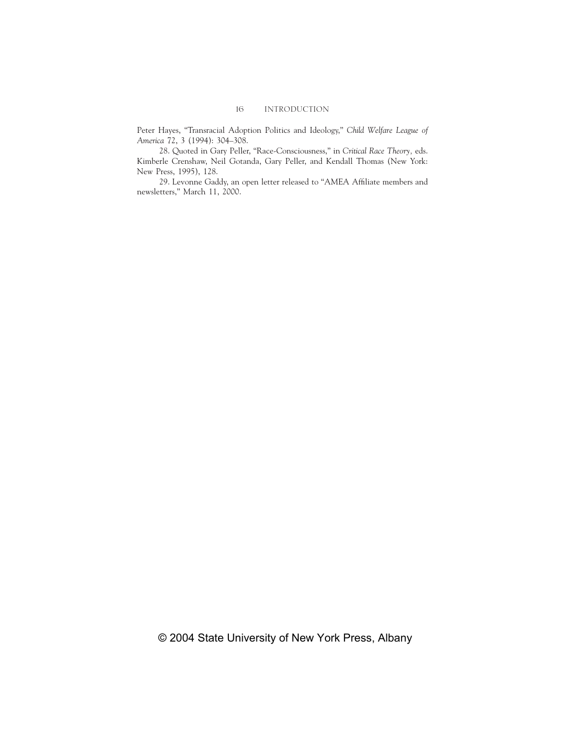Peter Hayes, "Transracial Adoption Politics and Ideology," *Child Welfare League of America* 72, 3 (1994): 304–308.

28. Quoted in Gary Peller, "Race-Consciousness," in *Critical Race Theory,* eds. Kimberle Crenshaw, Neil Gotanda, Gary Peller, and Kendall Thomas (New York: New Press, 1995), 128.

29. Levonne Gaddy, an open letter released to "AMEA Affiliate members and newsletters," March 11, 2000.

© 2004 State University of New York Press, Albany